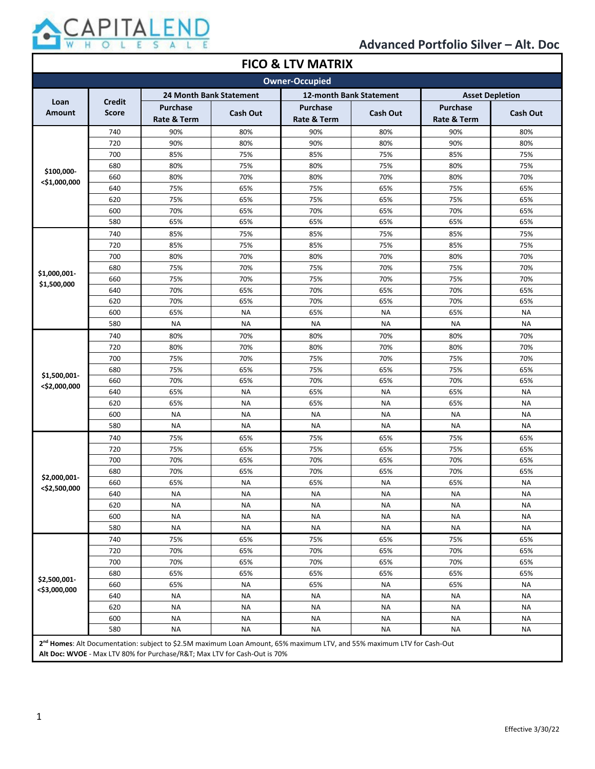CAPITALEND WHOLESALE

## Advanced Portfolio Silver – Alt. Doc

# FICO & LTV MATRIX

**Owner-Occupied**

| Loan Amount | Credit Score | 24 Month Bank Statement | | 12-month Bank Statement | | Asset Depletion | |
|---|---|---|---|---|---|---|---|
| | | Purchase Rate & Term | Cash Out | Purchase Rate & Term | Cash Out | Purchase Rate & Term | Cash Out |
| $100,000-<$1,000,000 | 740 | 90% | 80% | 90% | 80% | 90% | 80% |
| | 720 | 90% | 80% | 90% | 80% | 90% | 80% |
| | 700 | 85% | 75% | 85% | 75% | 85% | 75% |
| | 680 | 80% | 75% | 80% | 75% | 80% | 75% |
| | 660 | 80% | 70% | 80% | 70% | 80% | 70% |
| | 640 | 75% | 65% | 75% | 65% | 75% | 65% |
| | 620 | 75% | 65% | 75% | 65% | 75% | 65% |
| | 600 | 70% | 65% | 70% | 65% | 70% | 65% |
| | 580 | 65% | 65% | 65% | 65% | 65% | 65% |
| $1,000,001-$1,500,000 | 740 | 85% | 75% | 85% | 75% | 85% | 75% |
| | 720 | 85% | 75% | 85% | 75% | 85% | 75% |
| | 700 | 80% | 70% | 80% | 70% | 80% | 70% |
| | 680 | 75% | 70% | 75% | 70% | 75% | 70% |
| | 660 | 75% | 70% | 75% | 70% | 75% | 70% |
| | 640 | 70% | 65% | 70% | 65% | 70% | 65% |
| | 620 | 70% | 65% | 70% | 65% | 70% | 65% |
| | 600 | 65% | NA | 65% | NA | 65% | NA |
| | 580 | NA | NA | NA | NA | NA | NA |
| $1,500,001-<$2,000,000 | 740 | 80% | 70% | 80% | 70% | 80% | 70% |
| | 720 | 80% | 70% | 80% | 70% | 80% | 70% |
| | 700 | 75% | 70% | 75% | 70% | 75% | 70% |
| | 680 | 75% | 65% | 75% | 65% | 75% | 65% |
| | 660 | 70% | 65% | 70% | 65% | 70% | 65% |
| | 640 | 65% | NA | 65% | NA | 65% | NA |
| | 620 | 65% | NA | 65% | NA | 65% | NA |
| | 600 | NA | NA | NA | NA | NA | NA |
| | 580 | NA | NA | NA | NA | NA | NA |
| $2,000,001-<$2,500,000 | 740 | 75% | 65% | 75% | 65% | 75% | 65% |
| | 720 | 75% | 65% | 75% | 65% | 75% | 65% |
| | 700 | 70% | 65% | 70% | 65% | 70% | 65% |
| | 680 | 70% | 65% | 70% | 65% | 70% | 65% |
| | 660 | 65% | NA | 65% | NA | 65% | NA |
| | 640 | NA | NA | NA | NA | NA | NA |
| | 620 | NA | NA | NA | NA | NA | NA |
| | 600 | NA | NA | NA | NA | NA | NA |
| | 580 | NA | NA | NA | NA | NA | NA |
| $2,500,001-<$3,000,000 | 740 | 75% | 65% | 75% | 65% | 75% | 65% |
| | 720 | 70% | 65% | 70% | 65% | 70% | 65% |
| | 700 | 70% | 65% | 70% | 65% | 70% | 65% |
| | 680 | 65% | 65% | 65% | 65% | 65% | 65% |
| | 660 | 65% | NA | 65% | NA | 65% | NA |
| | 640 | NA | NA | NA | NA | NA | NA |
| | 620 | NA | NA | NA | NA | NA | NA |
| | 600 | NA | NA | NA | NA | NA | NA |
| | 580 | NA | NA | NA | NA | NA | NA |

**2nd Homes**: Alt Documentation: subject to $2.5M maximum Loan Amount, 65% maximum LTV, and 55% maximum LTV for Cash-Out

**Alt Doc: WVOE** - Max LTV 80% for Purchase/R&T; Max LTV for Cash-Out is 70%

Effective 3/30/22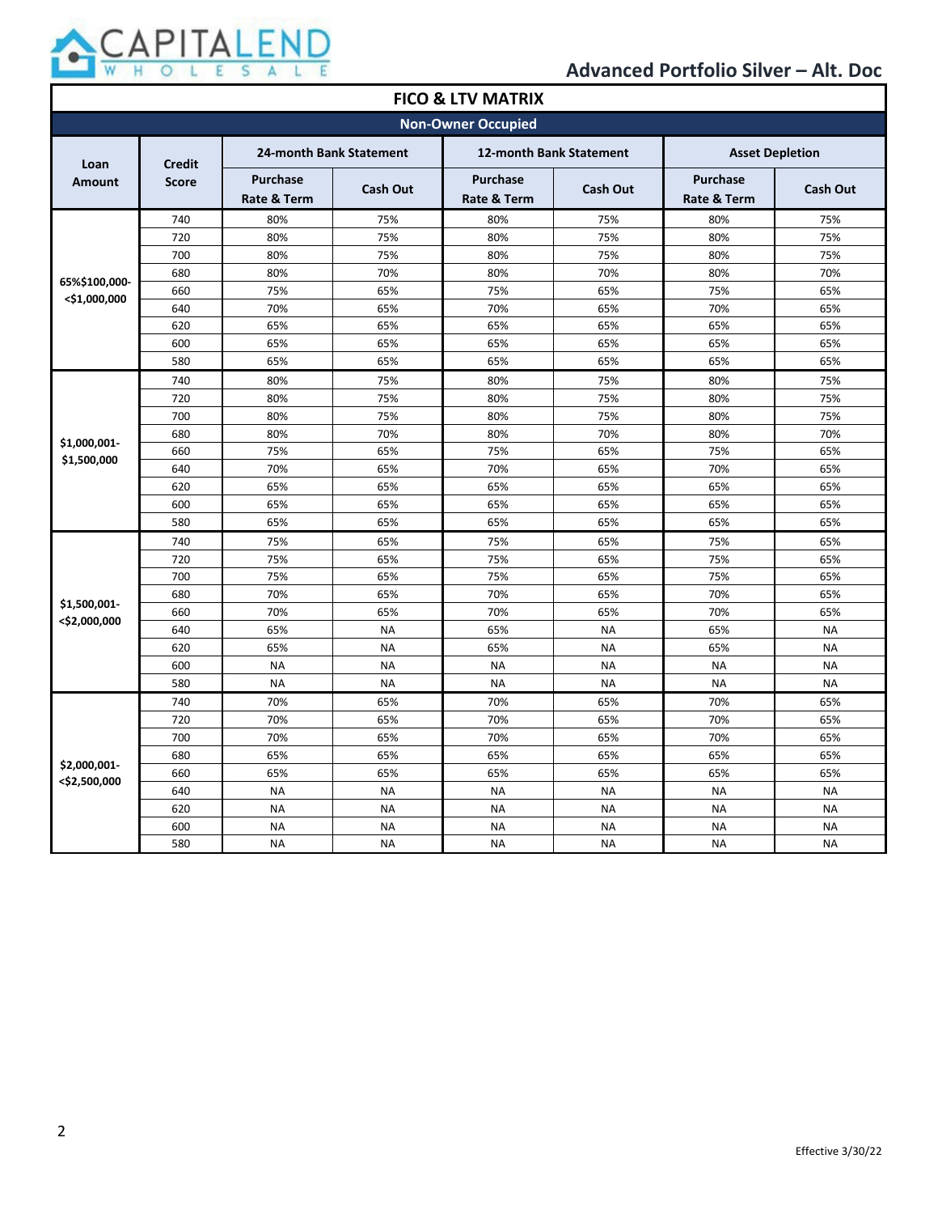# Advanced Portfolio Silver – Alt. Doc

## FICO & LTV MATRIX

### Non-Owner Occupied

| Loan Amount | Credit Score | 24-month Bank Statement | | 12-month Bank Statement | | Asset Depletion | |
|---|---|---|---|---|---|---|---|
| | | Purchase Rate & Term | Cash Out | Purchase Rate & Term | Cash Out | Purchase Rate & Term | Cash Out |
| 65%$100,000-<$1,000,000 | 740 | 80% | 75% | 80% | 75% | 80% | 75% |
| | 720 | 80% | 75% | 80% | 75% | 80% | 75% |
| | 700 | 80% | 75% | 80% | 75% | 80% | 75% |
| | 680 | 80% | 70% | 80% | 70% | 80% | 70% |
| | 660 | 75% | 65% | 75% | 65% | 75% | 65% |
| | 640 | 70% | 65% | 70% | 65% | 70% | 65% |
| | 620 | 65% | 65% | 65% | 65% | 65% | 65% |
| | 600 | 65% | 65% | 65% | 65% | 65% | 65% |
| | 580 | 65% | 65% | 65% | 65% | 65% | 65% |
| $1,000,001-$1,500,000 | 740 | 80% | 75% | 80% | 75% | 80% | 75% |
| | 720 | 80% | 75% | 80% | 75% | 80% | 75% |
| | 700 | 80% | 75% | 80% | 75% | 80% | 75% |
| | 680 | 80% | 70% | 80% | 70% | 80% | 70% |
| | 660 | 75% | 65% | 75% | 65% | 75% | 65% |
| | 640 | 70% | 65% | 70% | 65% | 70% | 65% |
| | 620 | 65% | 65% | 65% | 65% | 65% | 65% |
| | 600 | 65% | 65% | 65% | 65% | 65% | 65% |
| | 580 | 65% | 65% | 65% | 65% | 65% | 65% |
| $1,500,001-<$2,000,000 | 740 | 75% | 65% | 75% | 65% | 75% | 65% |
| | 720 | 75% | 65% | 75% | 65% | 75% | 65% |
| | 700 | 75% | 65% | 75% | 65% | 75% | 65% |
| | 680 | 70% | 65% | 70% | 65% | 70% | 65% |
| | 660 | 70% | 65% | 70% | 65% | 70% | 65% |
| | 640 | 65% | NA | 65% | NA | 65% | NA |
| | 620 | 65% | NA | 65% | NA | 65% | NA |
| | 600 | NA | NA | NA | NA | NA | NA |
| | 580 | NA | NA | NA | NA | NA | NA |
| $2,000,001-<$2,500,000 | 740 | 70% | 65% | 70% | 65% | 70% | 65% |
| | 720 | 70% | 65% | 70% | 65% | 70% | 65% |
| | 700 | 70% | 65% | 70% | 65% | 70% | 65% |
| | 680 | 65% | 65% | 65% | 65% | 65% | 65% |
| | 660 | 65% | 65% | 65% | 65% | 65% | 65% |
| | 640 | NA | NA | NA | NA | NA | NA |
| | 620 | NA | NA | NA | NA | NA | NA |
| | 600 | NA | NA | NA | NA | NA | NA |
| | 580 | NA | NA | NA | NA | NA | NA |

Effective 3/30/22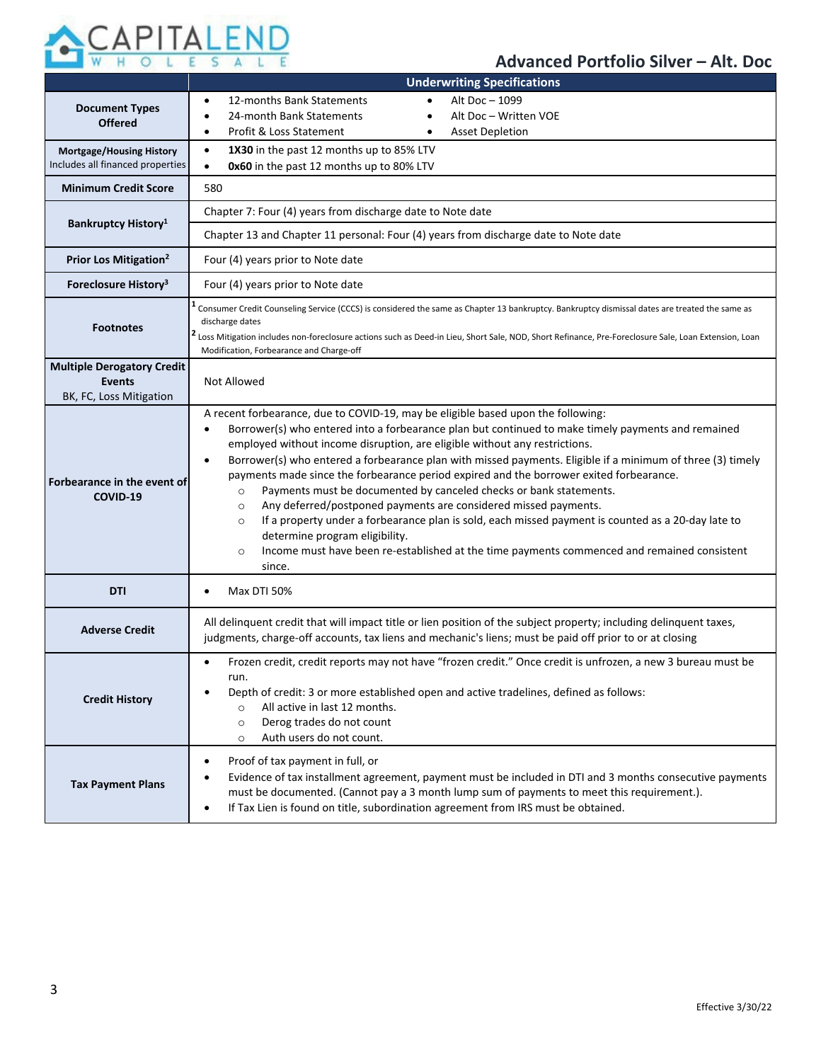## Advanced Portfolio Silver – Alt. Doc

| | Underwriting Specifications |
|---|---|
| **Document Types Offered** | • 12-months Bank Statements<br>• 24-month Bank Statements<br>• Profit & Loss Statement<br>• Alt Doc – 1099<br>• Alt Doc – Written VOE<br>• Asset Depletion |
| **Mortgage/Housing History** Includes all financed properties | • **1X30** in the past 12 months up to 85% LTV<br>• **0x60** in the past 12 months up to 80% LTV |
| **Minimum Credit Score** | 580 |
| **Bankruptcy History[1]** | Chapter 7: Four (4) years from discharge date to Note date<br>Chapter 13 and Chapter 11 personal: Four (4) years from discharge date to Note date |
| **Prior Los Mitigation[2]** | Four (4) years prior to Note date |
| **Foreclosure History[3]** | Four (4) years prior to Note date |
| **Footnotes** | [1] Consumer Credit Counseling Service (CCCS) is considered the same as Chapter 13 bankruptcy. Bankruptcy dismissal dates are treated the same as discharge dates<br>[2] Loss Mitigation includes non-foreclosure actions such as Deed-in Lieu, Short Sale, NOD, Short Refinance, Pre-Foreclosure Sale, Loan Extension, Loan Modification, Forbearance and Charge-off |
| **Multiple Derogatory Credit Events** BK, FC, Loss Mitigation | Not Allowed |
| **Forbearance in the event of COVID-19** | A recent forbearance, due to COVID-19, may be eligible based upon the following:<br>• Borrower(s) who entered into a forbearance plan but continued to make timely payments and remained employed without income disruption, are eligible without any restrictions.<br>• Borrower(s) who entered a forbearance plan with missed payments. Eligible if a minimum of three (3) timely payments made since the forbearance period expired and the borrower exited forbearance.<br>  ○ Payments must be documented by canceled checks or bank statements.<br>  ○ Any deferred/postponed payments are considered missed payments.<br>  ○ If a property under a forbearance plan is sold, each missed payment is counted as a 20-day late to determine program eligibility.<br>  ○ Income must have been re-established at the time payments commenced and remained consistent since. |
| **DTI** | • Max DTI 50% |
| **Adverse Credit** | All delinquent credit that will impact title or lien position of the subject property; including delinquent taxes, judgments, charge-off accounts, tax liens and mechanic's liens; must be paid off prior to or at closing |
| **Credit History** | • Frozen credit, credit reports may not have "frozen credit." Once credit is unfrozen, a new 3 bureau must be run.<br>• Depth of credit: 3 or more established open and active tradelines, defined as follows:<br>  ○ All active in last 12 months.<br>  ○ Derog trades do not count<br>  ○ Auth users do not count. |
| **Tax Payment Plans** | • Proof of tax payment in full, or<br>• Evidence of tax installment agreement, payment must be included in DTI and 3 months consecutive payments must be documented. (Cannot pay a 3 month lump sum of payments to meet this requirement.).<br>• If Tax Lien is found on title, subordination agreement from IRS must be obtained. |

Effective 3/30/22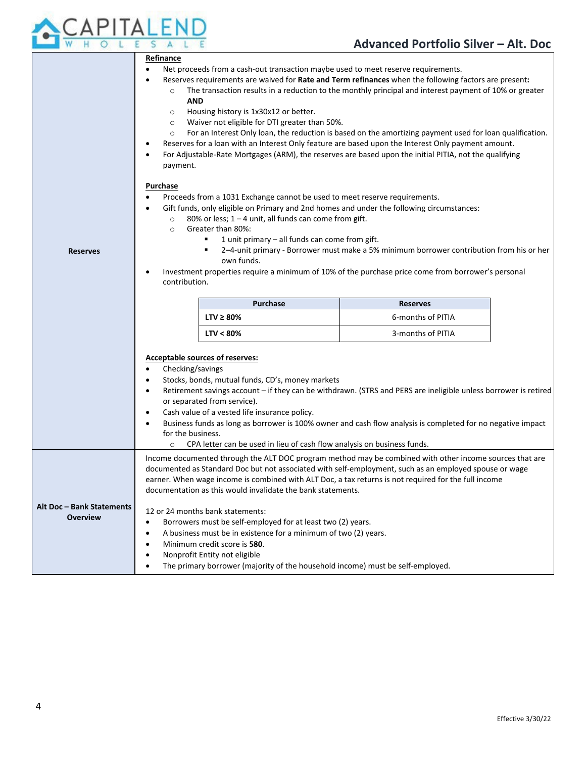## Reserves

**Refinance**

- Net proceeds from a cash-out transaction maybe used to meet reserve requirements.
- Reserves requirements are waived for **Rate and Term refinances** when the following factors are present**:**
  - The transaction results in a reduction to the monthly principal and interest payment of 10% or greater **AND**
  - Housing history is 1x30x12 or better.
  - Waiver not eligible for DTI greater than 50%.
  - For an Interest Only loan, the reduction is based on the amortizing payment used for loan qualification.
- Reserves for a loan with an Interest Only feature are based upon the Interest Only payment amount.
- For Adjustable-Rate Mortgages (ARM), the reserves are based upon the initial PITIA, not the qualifying payment.

**Purchase**

- Proceeds from a 1031 Exchange cannot be used to meet reserve requirements.
- Gift funds, only eligible on Primary and 2nd homes and under the following circumstances:
  - 80% or less; 1 – 4 unit, all funds can come from gift.
  - Greater than 80%:
    - 1 unit primary – all funds can come from gift.
    - 2–4-unit primary - Borrower must make a 5% minimum borrower contribution from his or her own funds.
- Investment properties require a minimum of 10% of the purchase price come from borrower's personal contribution.

| Purchase | Reserves |
|---|---|
| **LTV ≥ 80%** | 6-months of PITIA |
| **LTV < 80%** | 3-months of PITIA |

**Acceptable sources of reserves:**

- Checking/savings
- Stocks, bonds, mutual funds, CD's, money markets
- Retirement savings account – if they can be withdrawn. (STRS and PERS are ineligible unless borrower is retired or separated from service).
- Cash value of a vested life insurance policy.
- Business funds as long as borrower is 100% owner and cash flow analysis is completed for no negative impact for the business.
  - CPA letter can be used in lieu of cash flow analysis on business funds.

## Alt Doc – Bank Statements Overview

Income documented through the ALT DOC program method may be combined with other income sources that are documented as Standard Doc but not associated with self-employment, such as an employed spouse or wage earner. When wage income is combined with ALT Doc, a tax returns is not required for the full income documentation as this would invalidate the bank statements.

12 or 24 months bank statements:

- Borrowers must be self-employed for at least two (2) years.
- A business must be in existence for a minimum of two (2) years.
- Minimum credit score is **580**.
- Nonprofit Entity not eligible
- The primary borrower (majority of the household income) must be self-employed.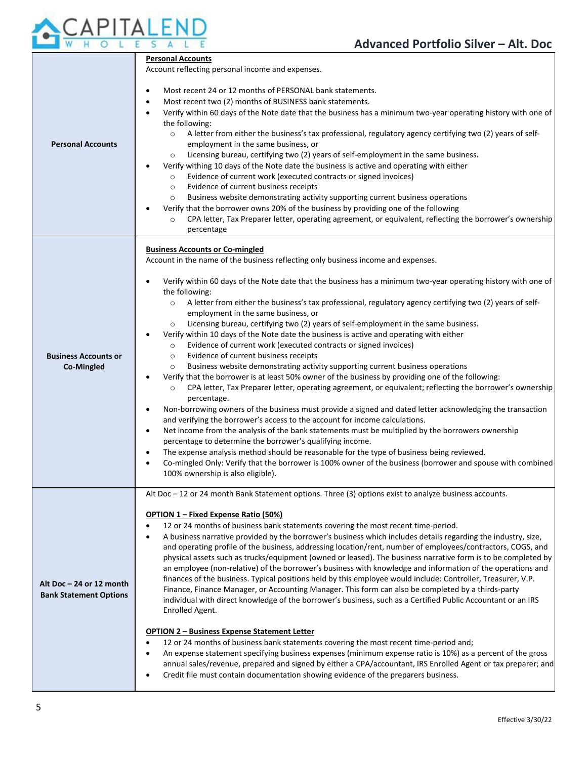| | |
|---|---|
| **Personal Accounts** | **Personal Accounts**<br>Account reflecting personal income and expenses.<br><br>• Most recent 24 or 12 months of PERSONAL bank statements.<br>• Most recent two (2) months of BUSINESS bank statements.<br>• Verify within 60 days of the Note date that the business has a minimum two-year operating history with one of the following:<br>&nbsp;&nbsp;&nbsp;&nbsp;○ A letter from either the business's tax professional, regulatory agency certifying two (2) years of self-employment in the same business, or<br>&nbsp;&nbsp;&nbsp;&nbsp;○ Licensing bureau, certifying two (2) years of self-employment in the same business.<br>• Verify withing 10 days of the Note date the business is active and operating with either<br>&nbsp;&nbsp;&nbsp;&nbsp;○ Evidence of current work (executed contracts or signed invoices)<br>&nbsp;&nbsp;&nbsp;&nbsp;○ Evidence of current business receipts<br>&nbsp;&nbsp;&nbsp;&nbsp;○ Business website demonstrating activity supporting current business operations<br>• Verify that the borrower owns 20% of the business by providing one of the following<br>&nbsp;&nbsp;&nbsp;&nbsp;○ CPA letter, Tax Preparer letter, operating agreement, or equivalent, reflecting the borrower's ownership percentage |
| **Business Accounts or Co-Mingled** | **Business Accounts or Co-mingled**<br>Account in the name of the business reflecting only business income and expenses.<br><br>• Verify within 60 days of the Note date that the business has a minimum two-year operating history with one of the following:<br>&nbsp;&nbsp;&nbsp;&nbsp;○ A letter from either the business's tax professional, regulatory agency certifying two (2) years of self-employment in the same business, or<br>&nbsp;&nbsp;&nbsp;&nbsp;○ Licensing bureau, certifying two (2) years of self-employment in the same business.<br>• Verify within 10 days of the Note date the business is active and operating with either<br>&nbsp;&nbsp;&nbsp;&nbsp;○ Evidence of current work (executed contracts or signed invoices)<br>&nbsp;&nbsp;&nbsp;&nbsp;○ Evidence of current business receipts<br>&nbsp;&nbsp;&nbsp;&nbsp;○ Business website demonstrating activity supporting current business operations<br>• Verify that the borrower is at least 50% owner of the business by providing one of the following:<br>&nbsp;&nbsp;&nbsp;&nbsp;○ CPA letter, Tax Preparer letter, operating agreement, or equivalent; reflecting the borrower's ownership percentage.<br>• Non-borrowing owners of the business must provide a signed and dated letter acknowledging the transaction and verifying the borrower's access to the account for income calculations.<br>• Net income from the analysis of the bank statements must be multiplied by the borrowers ownership percentage to determine the borrower's qualifying income.<br>• The expense analysis method should be reasonable for the type of business being reviewed.<br>• Co-mingled Only: Verify that the borrower is 100% owner of the business (borrower and spouse with combined 100% ownership is also eligible). |
| **Alt Doc – 24 or 12 month Bank Statement Options** | Alt Doc – 12 or 24 month Bank Statement options. Three (3) options exist to analyze business accounts.<br><br>**OPTION 1 – Fixed Expense Ratio (50%)**<br>• 12 or 24 months of business bank statements covering the most recent time-period.<br>• A business narrative provided by the borrower's business which includes details regarding the industry, size, and operating profile of the business, addressing location/rent, number of employees/contractors, COGS, and physical assets such as trucks/equipment (owned or leased). The business narrative form is to be completed by an employee (non-relative) of the borrower's business with knowledge and information of the operations and finances of the business. Typical positions held by this employee would include: Controller, Treasurer, V.P. Finance, Finance Manager, or Accounting Manager. This form can also be completed by a thirds-party individual with direct knowledge of the borrower's business, such as a Certified Public Accountant or an IRS Enrolled Agent.<br><br>**OPTION 2 – Business Expense Statement Letter**<br>• 12 or 24 months of business bank statements covering the most recent time-period and;<br>• An expense statement specifying business expenses (minimum expense ratio is 10%) as a percent of the gross annual sales/revenue, prepared and signed by either a CPA/accountant, IRS Enrolled Agent or tax preparer; and<br>• Credit file must contain documentation showing evidence of the preparers business. |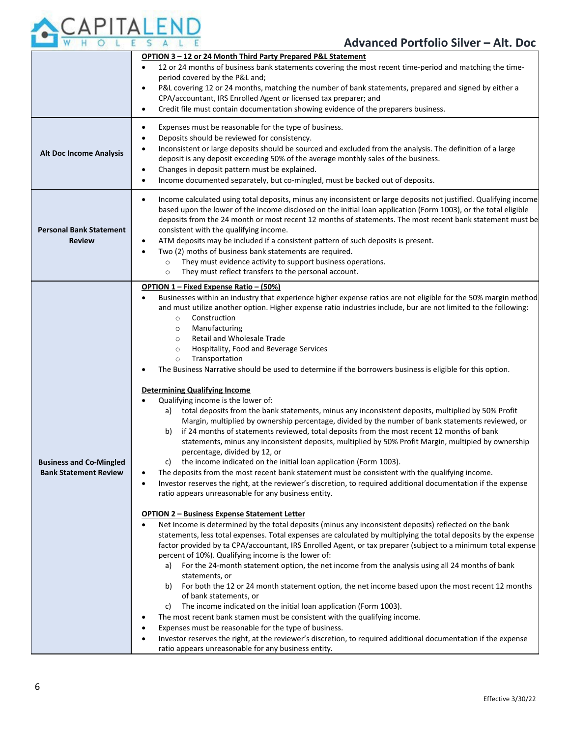| | |
|---|---|
| | **OPTION 3 – 12 or 24 Month Third Party Prepared P&L Statement**<br>• 12 or 24 months of business bank statements covering the most recent time-period and matching the time-period covered by the P&L and;<br>• P&L covering 12 or 24 months, matching the number of bank statements, prepared and signed by either a CPA/accountant, IRS Enrolled Agent or licensed tax preparer; and<br>• Credit file must contain documentation showing evidence of the preparers business. |
| **Alt Doc Income Analysis** | • Expenses must be reasonable for the type of business.<br>• Deposits should be reviewed for consistency.<br>• Inconsistent or large deposits should be sourced and excluded from the analysis. The definition of a large deposit is any deposit exceeding 50% of the average monthly sales of the business.<br>• Changes in deposit pattern must be explained.<br>• Income documented separately, but co-mingled, must be backed out of deposits. |
| **Personal Bank Statement Review** | • Income calculated using total deposits, minus any inconsistent or large deposits not justified. Qualifying income based upon the lower of the income disclosed on the initial loan application (Form 1003), or the total eligible deposits from the 24 month or most recent 12 months of statements. The most recent bank statement must be consistent with the qualifying income.<br>• ATM deposits may be included if a consistent pattern of such deposits is present.<br>• Two (2) moths of business bank statements are required.<br>&nbsp;&nbsp;&nbsp;&nbsp;○ They must evidence activity to support business operations.<br>&nbsp;&nbsp;&nbsp;&nbsp;○ They must reflect transfers to the personal account. |
| **Business and Co-Mingled Bank Statement Review** | **OPTION 1 – Fixed Expense Ratio – (50%)**<br>• Businesses within an industry that experience higher expense ratios are not eligible for the 50% margin method and must utilize another option. Higher expense ratio industries include, bur are not limited to the following:<br>&nbsp;&nbsp;&nbsp;&nbsp;○ Construction<br>&nbsp;&nbsp;&nbsp;&nbsp;○ Manufacturing<br>&nbsp;&nbsp;&nbsp;&nbsp;○ Retail and Wholesale Trade<br>&nbsp;&nbsp;&nbsp;&nbsp;○ Hospitality, Food and Beverage Services<br>&nbsp;&nbsp;&nbsp;&nbsp;○ Transportation<br>• The Business Narrative should be used to determine if the borrowers business is eligible for this option.<br><br>**Determining Qualifying Income**<br>• Qualifying income is the lower of:<br>&nbsp;&nbsp;&nbsp;&nbsp;a) total deposits from the bank statements, minus any inconsistent deposits, multiplied by 50% Profit Margin, multiplied by ownership percentage, divided by the number of bank statements reviewed, or<br>&nbsp;&nbsp;&nbsp;&nbsp;b) if 24 months of statements reviewed, total deposits from the most recent 12 months of bank statements, minus any inconsistent deposits, multiplied by 50% Profit Margin, multipied by ownership percentage, divided by 12, or<br>&nbsp;&nbsp;&nbsp;&nbsp;c) the income indicated on the initial loan application (Form 1003).<br>• The deposits from the most recent bank statement must be consistent with the qualifying income.<br>• Investor reserves the right, at the reviewer's discretion, to required additional documentation if the expense ratio appears unreasonable for any business entity.<br><br>**OPTION 2 – Business Expense Statement Letter**<br>• Net Income is determined by the total deposits (minus any inconsistent deposits) reflected on the bank statements, less total expenses. Total expenses are calculated by multiplying the total deposits by the expense factor provided by ta CPA/accountant, IRS Enrolled Agent, or tax preparer (subject to a minimum total expense percent of 10%). Qualifying income is the lower of:<br>&nbsp;&nbsp;&nbsp;&nbsp;a) For the 24-month statement option, the net income from the analysis using all 24 months of bank statements, or<br>&nbsp;&nbsp;&nbsp;&nbsp;b) For both the 12 or 24 month statement option, the net income based upon the most recent 12 months of bank statements, or<br>&nbsp;&nbsp;&nbsp;&nbsp;c) The income indicated on the initial loan application (Form 1003).<br>• The most recent bank stamen must be consistent with the qualifying income.<br>• Expenses must be reasonable for the type of business.<br>• Investor reserves the right, at the reviewer's discretion, to required additional documentation if the expense ratio appears unreasonable for any business entity. |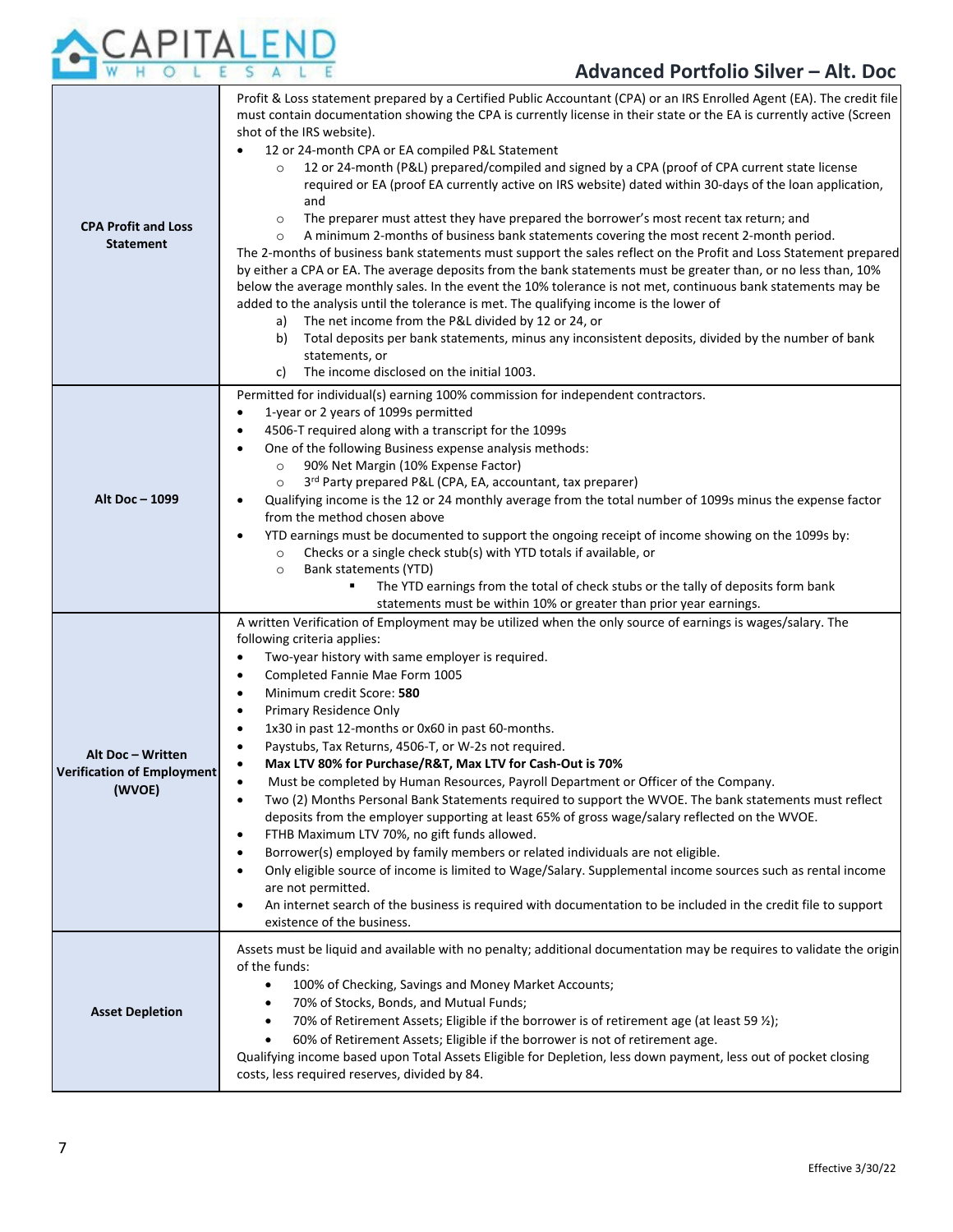| | |
|---|---|
| **CPA Profit and Loss Statement** | Profit & Loss statement prepared by a Certified Public Accountant (CPA) or an IRS Enrolled Agent (EA). The credit file must contain documentation showing the CPA is currently license in their state or the EA is currently active (Screen shot of the IRS website).<br>• 12 or 24-month CPA or EA compiled P&L Statement<br>&nbsp;&nbsp;○ 12 or 24-month (P&L) prepared/compiled and signed by a CPA (proof of CPA current state license required or EA (proof EA currently active on IRS website) dated within 30-days of the loan application, and<br>&nbsp;&nbsp;○ The preparer must attest they have prepared the borrower's most recent tax return; and<br>&nbsp;&nbsp;○ A minimum 2-months of business bank statements covering the most recent 2-month period.<br>The 2-months of business bank statements must support the sales reflect on the Profit and Loss Statement prepared by either a CPA or EA. The average deposits from the bank statements must be greater than, or no less than, 10% below the average monthly sales. In the event the 10% tolerance is not met, continuous bank statements may be added to the analysis until the tolerance is met. The qualifying income is the lower of<br>&nbsp;&nbsp;a) The net income from the P&L divided by 12 or 24, or<br>&nbsp;&nbsp;b) Total deposits per bank statements, minus any inconsistent deposits, divided by the number of bank statements, or<br>&nbsp;&nbsp;c) The income disclosed on the initial 1003. |
| **Alt Doc – 1099** | Permitted for individual(s) earning 100% commission for independent contractors.<br>• 1-year or 2 years of 1099s permitted<br>• 4506-T required along with a transcript for the 1099s<br>• One of the following Business expense analysis methods:<br>&nbsp;&nbsp;○ 90% Net Margin (10% Expense Factor)<br>&nbsp;&nbsp;○ 3rd Party prepared P&L (CPA, EA, accountant, tax preparer)<br>• Qualifying income is the 12 or 24 monthly average from the total number of 1099s minus the expense factor from the method chosen above<br>• YTD earnings must be documented to support the ongoing receipt of income showing on the 1099s by:<br>&nbsp;&nbsp;○ Checks or a single check stub(s) with YTD totals if available, or<br>&nbsp;&nbsp;○ Bank statements (YTD)<br>&nbsp;&nbsp;&nbsp;&nbsp;▪ The YTD earnings from the total of check stubs or the tally of deposits form bank statements must be within 10% or greater than prior year earnings. |
| **Alt Doc – Written Verification of Employment (WVOE)** | A written Verification of Employment may be utilized when the only source of earnings is wages/salary. The following criteria applies:<br>• Two-year history with same employer is required.<br>• Completed Fannie Mae Form 1005<br>• Minimum credit Score: **580**<br>• Primary Residence Only<br>• 1x30 in past 12-months or 0x60 in past 60-months.<br>• Paystubs, Tax Returns, 4506-T, or W-2s not required.<br>• **Max LTV 80% for Purchase/R&T, Max LTV for Cash-Out is 70%**<br>• Must be completed by Human Resources, Payroll Department or Officer of the Company.<br>• Two (2) Months Personal Bank Statements required to support the WVOE. The bank statements must reflect deposits from the employer supporting at least 65% of gross wage/salary reflected on the WVOE.<br>• FTHB Maximum LTV 70%, no gift funds allowed.<br>• Borrower(s) employed by family members or related individuals are not eligible.<br>• Only eligible source of income is limited to Wage/Salary. Supplemental income sources such as rental income are not permitted.<br>• An internet search of the business is required with documentation to be included in the credit file to support existence of the business. |
| **Asset Depletion** | Assets must be liquid and available with no penalty; additional documentation may be requires to validate the origin of the funds:<br>• 100% of Checking, Savings and Money Market Accounts;<br>• 70% of Stocks, Bonds, and Mutual Funds;<br>• 70% of Retirement Assets; Eligible if the borrower is of retirement age (at least 59 ½);<br>• 60% of Retirement Assets; Eligible if the borrower is not of retirement age.<br>Qualifying income based upon Total Assets Eligible for Depletion, less down payment, less out of pocket closing costs, less required reserves, divided by 84. |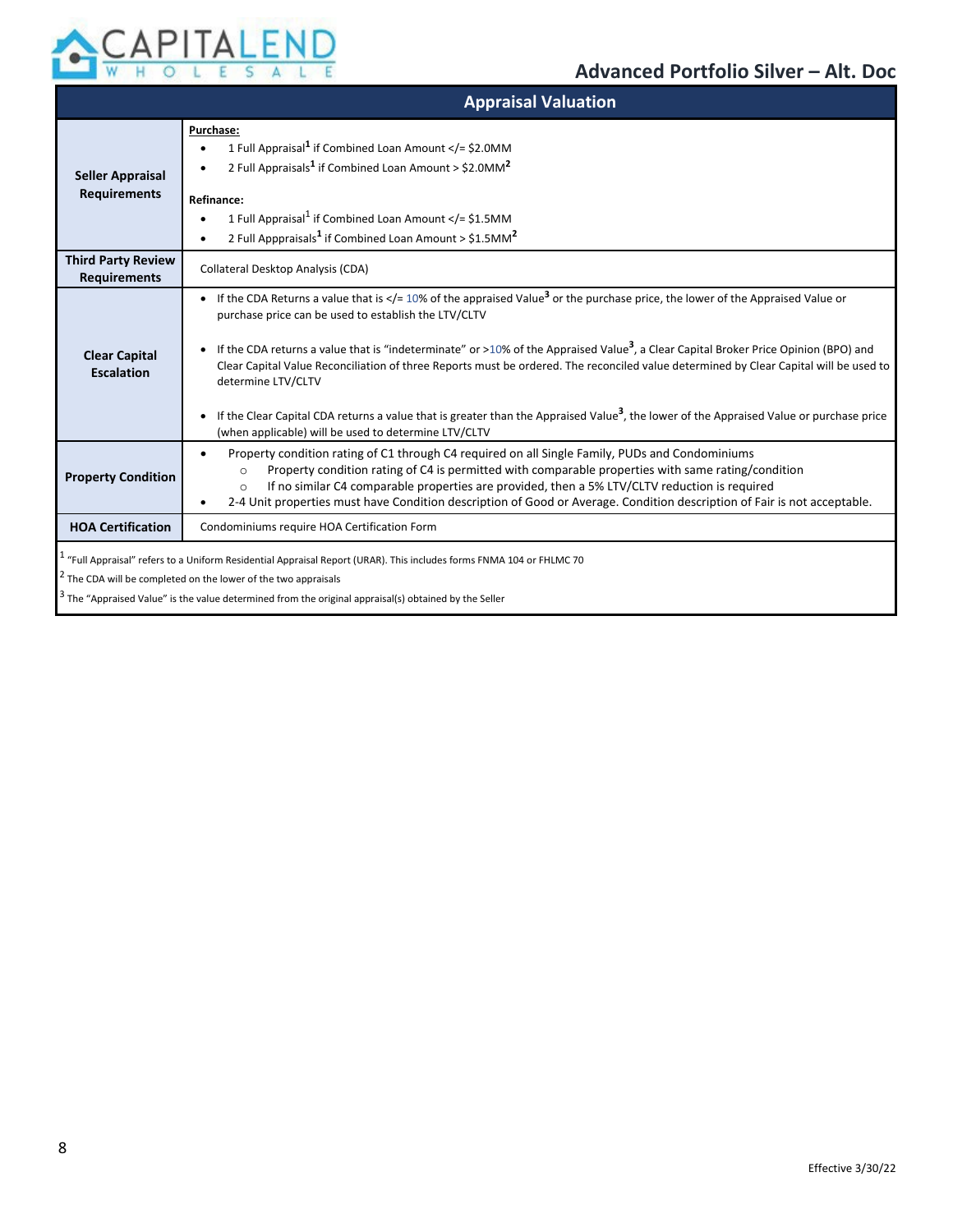## Advanced Portfolio Silver – Alt. Doc

### Appraisal Valuation

| | |
|---|---|
| **Seller Appraisal Requirements** | **Purchase:**<br>• 1 Full Appraisal[1] if Combined Loan Amount </= $2.0MM<br>• 2 Full Appraisals[1] if Combined Loan Amount > $2.0MM[2]<br><br>**Refinance:**<br>• 1 Full Appraisal[1] if Combined Loan Amount </= $1.5MM<br>• 2 Full Apppraisals[1] if Combined Loan Amount > $1.5MM[2] |
| **Third Party Review Requirements** | Collateral Desktop Analysis (CDA) |
| **Clear Capital Escalation** | • If the CDA Returns a value that is </= 10% of the appraised Value[3] or the purchase price, the lower of the Appraised Value or purchase price can be used to establish the LTV/CLTV<br><br>• If the CDA returns a value that is "indeterminate" or >10% of the Appraised Value[3], a Clear Capital Broker Price Opinion (BPO) and Clear Capital Value Reconciliation of three Reports must be ordered. The reconciled value determined by Clear Capital will be used to determine LTV/CLTV<br><br>• If the Clear Capital CDA returns a value that is greater than the Appraised Value[3], the lower of the Appraised Value or purchase price (when applicable) will be used to determine LTV/CLTV |
| **Property Condition** | • Property condition rating of C1 through C4 required on all Single Family, PUDs and Condominiums<br>&nbsp;&nbsp;&nbsp;&nbsp;○ Property condition rating of C4 is permitted with comparable properties with same rating/condition<br>&nbsp;&nbsp;&nbsp;&nbsp;○ If no similar C4 comparable properties are provided, then a 5% LTV/CLTV reduction is required<br>• 2-4 Unit properties must have Condition description of Good or Average. Condition description of Fair is not acceptable. |
| **HOA Certification** | Condominiums require HOA Certification Form |

[1] "Full Appraisal" refers to a Uniform Residential Appraisal Report (URAR). This includes forms FNMA 104 or FHLMC 70

[2] The CDA will be completed on the lower of the two appraisals

[3] The "Appraised Value" is the value determined from the original appraisal(s) obtained by the Seller

Effective 3/30/22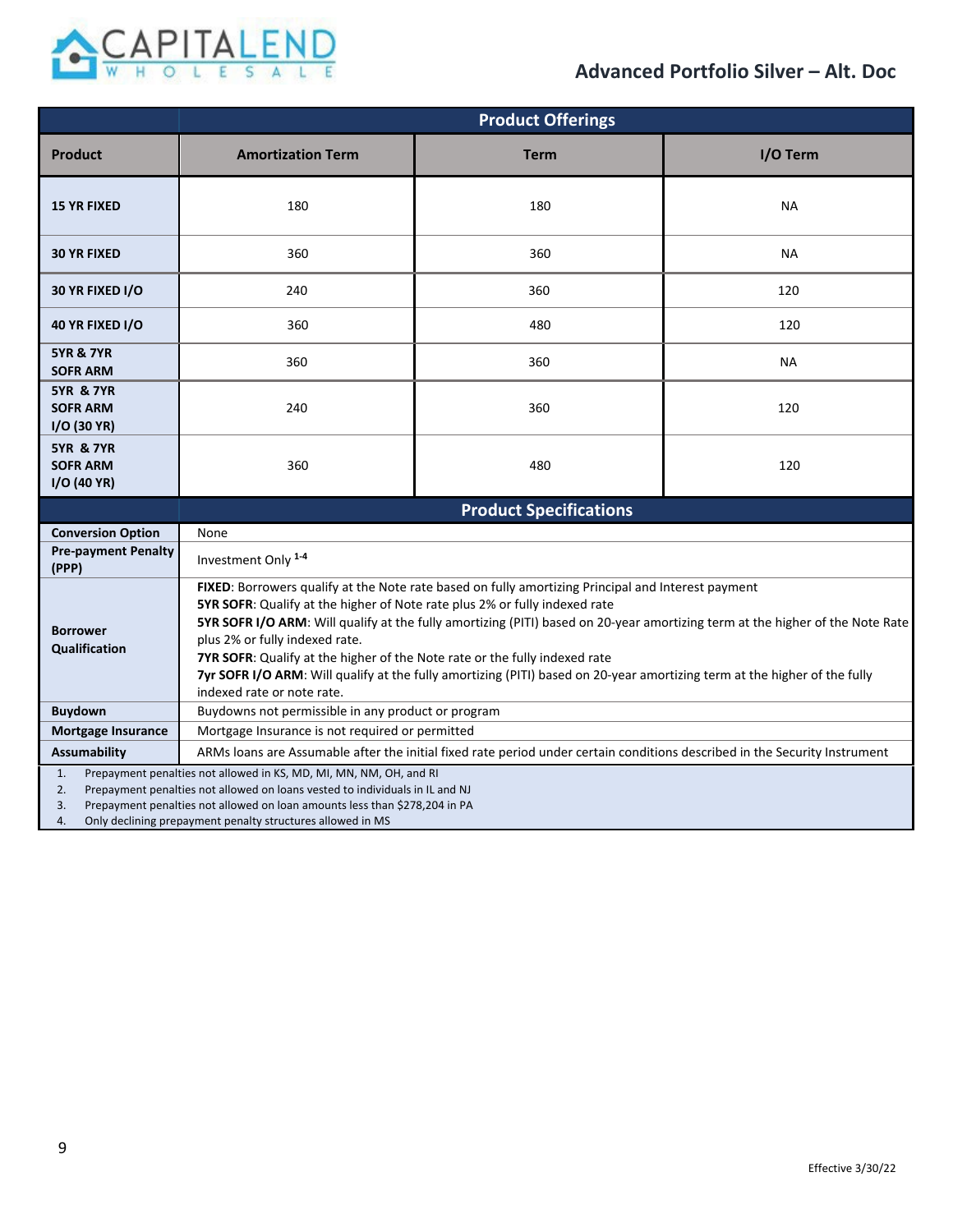# Advanced Portfolio Silver – Alt. Doc

| Product Offerings | | | |
|---|---|---|---|
| **Product** | **Amortization Term** | **Term** | **I/O Term** |
| **15 YR FIXED** | 180 | 180 | NA |
| **30 YR FIXED** | 360 | 360 | NA |
| **30 YR FIXED I/O** | 240 | 360 | 120 |
| **40 YR FIXED I/O** | 360 | 480 | 120 |
| **5YR & 7YR SOFR ARM** | 360 | 360 | NA |
| **5YR & 7YR SOFR ARM I/O (30 YR)** | 240 | 360 | 120 |
| **5YR & 7YR SOFR ARM I/O (40 YR)** | 360 | 480 | 120 |

| Product Specifications | |
|---|---|
| **Conversion Option** | None |
| **Pre-payment Penalty (PPP)** | Investment Only [1-4] |
| **Borrower Qualification** | **FIXED**: Borrowers qualify at the Note rate based on fully amortizing Principal and Interest payment<br>**5YR SOFR**: Qualify at the higher of Note rate plus 2% or fully indexed rate<br>**5YR SOFR I/O ARM**: Will qualify at the fully amortizing (PITI) based on 20-year amortizing term at the higher of the Note Rate plus 2% or fully indexed rate.<br>**7YR SOFR**: Qualify at the higher of the Note rate or the fully indexed rate<br>**7yr SOFR I/O ARM**: Will qualify at the fully amortizing (PITI) based on 20-year amortizing term at the higher of the fully indexed rate or note rate. |
| **Buydown** | Buydowns not permissible in any product or program |
| **Mortgage Insurance** | Mortgage Insurance is not required or permitted |
| **Assumability** | ARMs loans are Assumable after the initial fixed rate period under certain conditions described in the Security Instrument |

1. Prepayment penalties not allowed in KS, MD, MI, MN, NM, OH, and RI
2. Prepayment penalties not allowed on loans vested to individuals in IL and NJ
3. Prepayment penalties not allowed on loan amounts less than $278,204 in PA
4. Only declining prepayment penalty structures allowed in MS

Effective 3/30/22